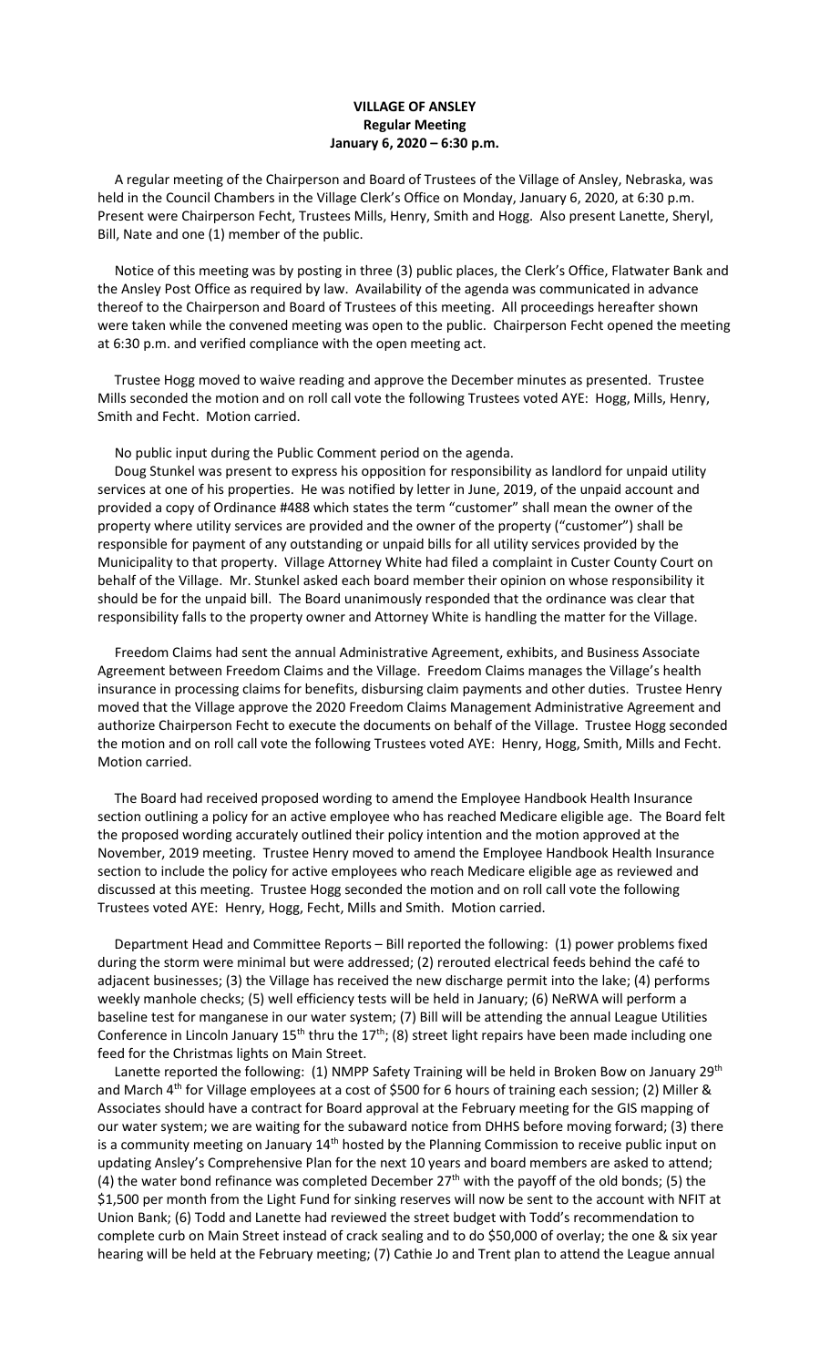**VILLAGE OF ANSLEY**
**Regular Meeting**
**January 6, 2020 – 6:30 p.m.**

A regular meeting of the Chairperson and Board of Trustees of the Village of Ansley, Nebraska, was held in the Council Chambers in the Village Clerk's Office on Monday, January 6, 2020, at 6:30 p.m. Present were Chairperson Fecht, Trustees Mills, Henry, Smith and Hogg. Also present Lanette, Sheryl, Bill, Nate and one (1) member of the public.

Notice of this meeting was by posting in three (3) public places, the Clerk's Office, Flatwater Bank and the Ansley Post Office as required by law. Availability of the agenda was communicated in advance thereof to the Chairperson and Board of Trustees of this meeting. All proceedings hereafter shown were taken while the convened meeting was open to the public. Chairperson Fecht opened the meeting at 6:30 p.m. and verified compliance with the open meeting act.

Trustee Hogg moved to waive reading and approve the December minutes as presented. Trustee Mills seconded the motion and on roll call vote the following Trustees voted AYE: Hogg, Mills, Henry, Smith and Fecht. Motion carried.

No public input during the Public Comment period on the agenda.

Doug Stunkel was present to express his opposition for responsibility as landlord for unpaid utility services at one of his properties. He was notified by letter in June, 2019, of the unpaid account and provided a copy of Ordinance #488 which states the term "customer" shall mean the owner of the property where utility services are provided and the owner of the property ("customer") shall be responsible for payment of any outstanding or unpaid bills for all utility services provided by the Municipality to that property. Village Attorney White had filed a complaint in Custer County Court on behalf of the Village. Mr. Stunkel asked each board member their opinion on whose responsibility it should be for the unpaid bill. The Board unanimously responded that the ordinance was clear that responsibility falls to the property owner and Attorney White is handling the matter for the Village.

Freedom Claims had sent the annual Administrative Agreement, exhibits, and Business Associate Agreement between Freedom Claims and the Village. Freedom Claims manages the Village's health insurance in processing claims for benefits, disbursing claim payments and other duties. Trustee Henry moved that the Village approve the 2020 Freedom Claims Management Administrative Agreement and authorize Chairperson Fecht to execute the documents on behalf of the Village. Trustee Hogg seconded the motion and on roll call vote the following Trustees voted AYE: Henry, Hogg, Smith, Mills and Fecht. Motion carried.

The Board had received proposed wording to amend the Employee Handbook Health Insurance section outlining a policy for an active employee who has reached Medicare eligible age. The Board felt the proposed wording accurately outlined their policy intention and the motion approved at the November, 2019 meeting. Trustee Henry moved to amend the Employee Handbook Health Insurance section to include the policy for active employees who reach Medicare eligible age as reviewed and discussed at this meeting. Trustee Hogg seconded the motion and on roll call vote the following Trustees voted AYE: Henry, Hogg, Fecht, Mills and Smith. Motion carried.

Department Head and Committee Reports – Bill reported the following: (1) power problems fixed during the storm were minimal but were addressed; (2) rerouted electrical feeds behind the café to adjacent businesses; (3) the Village has received the new discharge permit into the lake; (4) performs weekly manhole checks; (5) well efficiency tests will be held in January; (6) NeRWA will perform a baseline test for manganese in our water system; (7) Bill will be attending the annual League Utilities Conference in Lincoln January 15th thru the 17th; (8) street light repairs have been made including one feed for the Christmas lights on Main Street.

Lanette reported the following: (1) NMPP Safety Training will be held in Broken Bow on January 29th and March 4th for Village employees at a cost of $500 for 6 hours of training each session; (2) Miller & Associates should have a contract for Board approval at the February meeting for the GIS mapping of our water system; we are waiting for the subaward notice from DHHS before moving forward; (3) there is a community meeting on January 14th hosted by the Planning Commission to receive public input on updating Ansley's Comprehensive Plan for the next 10 years and board members are asked to attend; (4) the water bond refinance was completed December 27th with the payoff of the old bonds; (5) the $1,500 per month from the Light Fund for sinking reserves will now be sent to the account with NFIT at Union Bank; (6) Todd and Lanette had reviewed the street budget with Todd's recommendation to complete curb on Main Street instead of crack sealing and to do $50,000 of overlay; the one & six year hearing will be held at the February meeting; (7) Cathie Jo and Trent plan to attend the League annual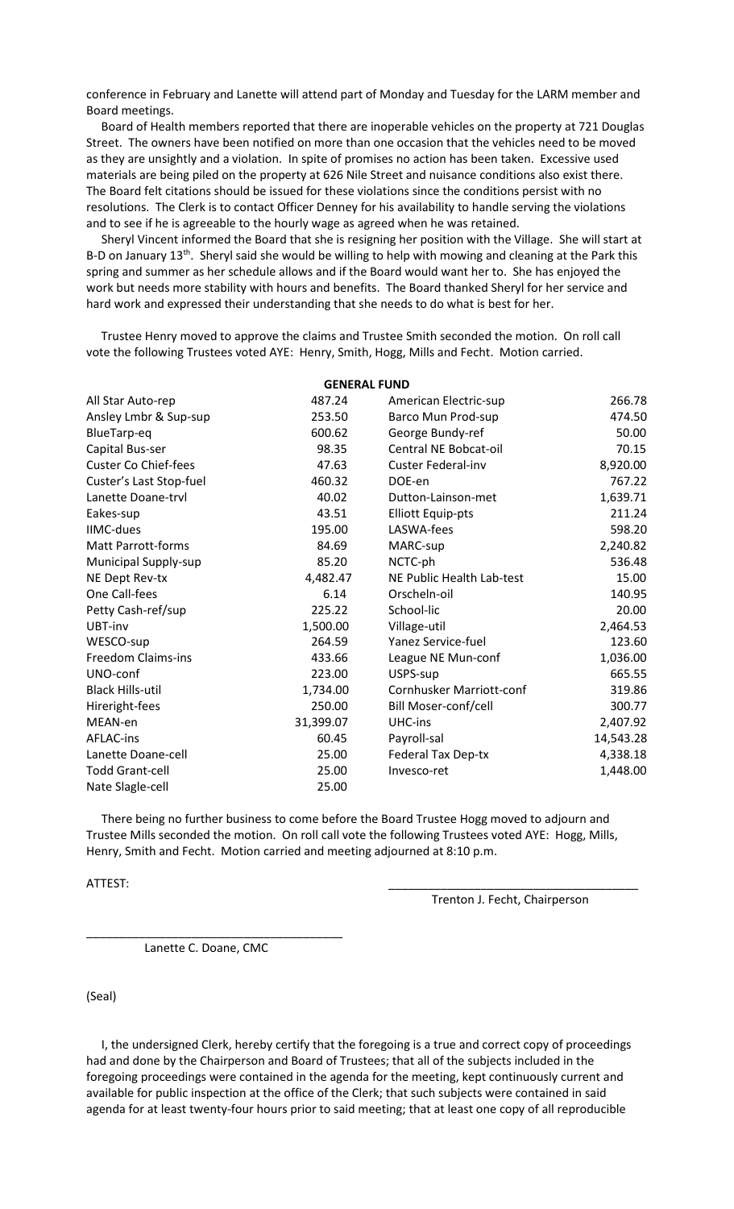conference in February and Lanette will attend part of Monday and Tuesday for the LARM member and Board meetings.

Board of Health members reported that there are inoperable vehicles on the property at 721 Douglas Street. The owners have been notified on more than one occasion that the vehicles need to be moved as they are unsightly and a violation. In spite of promises no action has been taken. Excessive used materials are being piled on the property at 626 Nile Street and nuisance conditions also exist there. The Board felt citations should be issued for these violations since the conditions persist with no resolutions. The Clerk is to contact Officer Denney for his availability to handle serving the violations and to see if he is agreeable to the hourly wage as agreed when he was retained.

Sheryl Vincent informed the Board that she is resigning her position with the Village. She will start at B-D on January 13th. Sheryl said she would be willing to help with mowing and cleaning at the Park this spring and summer as her schedule allows and if the Board would want her to. She has enjoyed the work but needs more stability with hours and benefits. The Board thanked Sheryl for her service and hard work and expressed their understanding that she needs to do what is best for her.

Trustee Henry moved to approve the claims and Trustee Smith seconded the motion. On roll call vote the following Trustees voted AYE: Henry, Smith, Hogg, Mills and Fecht. Motion carried.

**GENERAL FUND**

| | | | |
|---|---|---|---|
| All Star Auto-rep | 487.24 | American Electric-sup | 266.78 |
| Ansley Lmbr & Sup-sup | 253.50 | Barco Mun Prod-sup | 474.50 |
| BlueTarp-eq | 600.62 | George Bundy-ref | 50.00 |
| Capital Bus-ser | 98.35 | Central NE Bobcat-oil | 70.15 |
| Custer Co Chief-fees | 47.63 | Custer Federal-inv | 8,920.00 |
| Custer's Last Stop-fuel | 460.32 | DOE-en | 767.22 |
| Lanette Doane-trvl | 40.02 | Dutton-Lainson-met | 1,639.71 |
| Eakes-sup | 43.51 | Elliott Equip-pts | 211.24 |
| IIMC-dues | 195.00 | LASWA-fees | 598.20 |
| Matt Parrott-forms | 84.69 | MARC-sup | 2,240.82 |
| Municipal Supply-sup | 85.20 | NCTC-ph | 536.48 |
| NE Dept Rev-tx | 4,482.47 | NE Public Health Lab-test | 15.00 |
| One Call-fees | 6.14 | Orscheln-oil | 140.95 |
| Petty Cash-ref/sup | 225.22 | School-lic | 20.00 |
| UBT-inv | 1,500.00 | Village-util | 2,464.53 |
| WESCO-sup | 264.59 | Yanez Service-fuel | 123.60 |
| Freedom Claims-ins | 433.66 | League NE Mun-conf | 1,036.00 |
| UNO-conf | 223.00 | USPS-sup | 665.55 |
| Black Hills-util | 1,734.00 | Cornhusker Marriott-conf | 319.86 |
| Hireright-fees | 250.00 | Bill Moser-conf/cell | 300.77 |
| MEAN-en | 31,399.07 | UHC-ins | 2,407.92 |
| AFLAC-ins | 60.45 | Payroll-sal | 14,543.28 |
| Lanette Doane-cell | 25.00 | Federal Tax Dep-tx | 4,338.18 |
| Todd Grant-cell | 25.00 | Invesco-ret | 1,448.00 |
| Nate Slagle-cell | 25.00 | | |

There being no further business to come before the Board Trustee Hogg moved to adjourn and Trustee Mills seconded the motion. On roll call vote the following Trustees voted AYE: Hogg, Mills, Henry, Smith and Fecht. Motion carried and meeting adjourned at 8:10 p.m.

ATTEST:

_____________________________________
Trenton J. Fecht, Chairperson

_____________________________________
Lanette C. Doane, CMC

(Seal)

I, the undersigned Clerk, hereby certify that the foregoing is a true and correct copy of proceedings had and done by the Chairperson and Board of Trustees; that all of the subjects included in the foregoing proceedings were contained in the agenda for the meeting, kept continuously current and available for public inspection at the office of the Clerk; that such subjects were contained in said agenda for at least twenty-four hours prior to said meeting; that at least one copy of all reproducible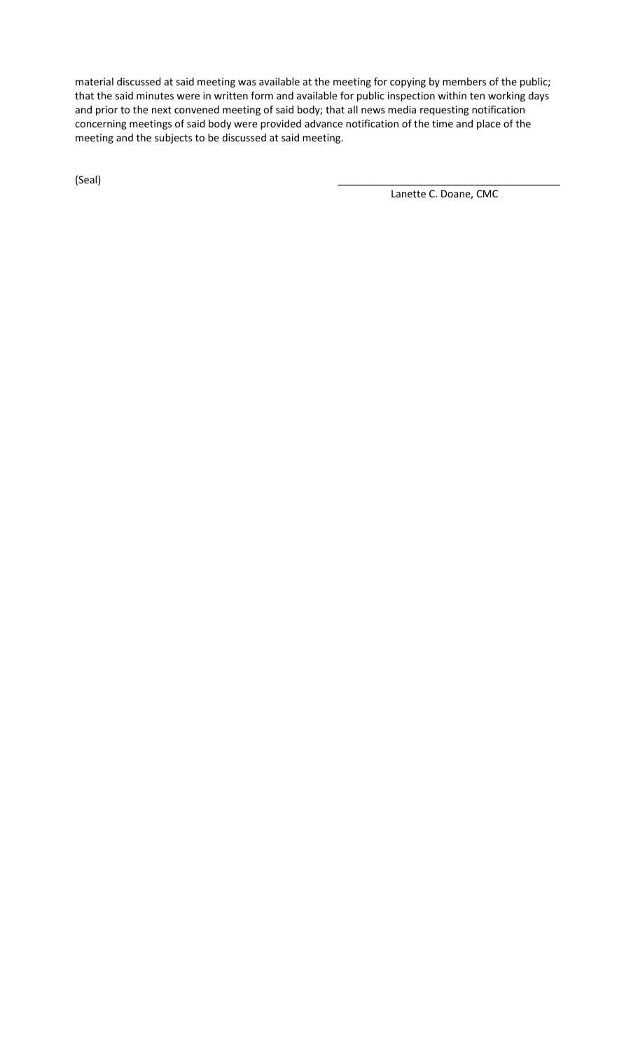material discussed at said meeting was available at the meeting for copying by members of the public; that the said minutes were in written form and available for public inspection within ten working days and prior to the next convened meeting of said body; that all news media requesting notification concerning meetings of said body were provided advance notification of the time and place of the meeting and the subjects to be discussed at said meeting.

(Seal)

_______________________________________

Lanette C. Doane, CMC